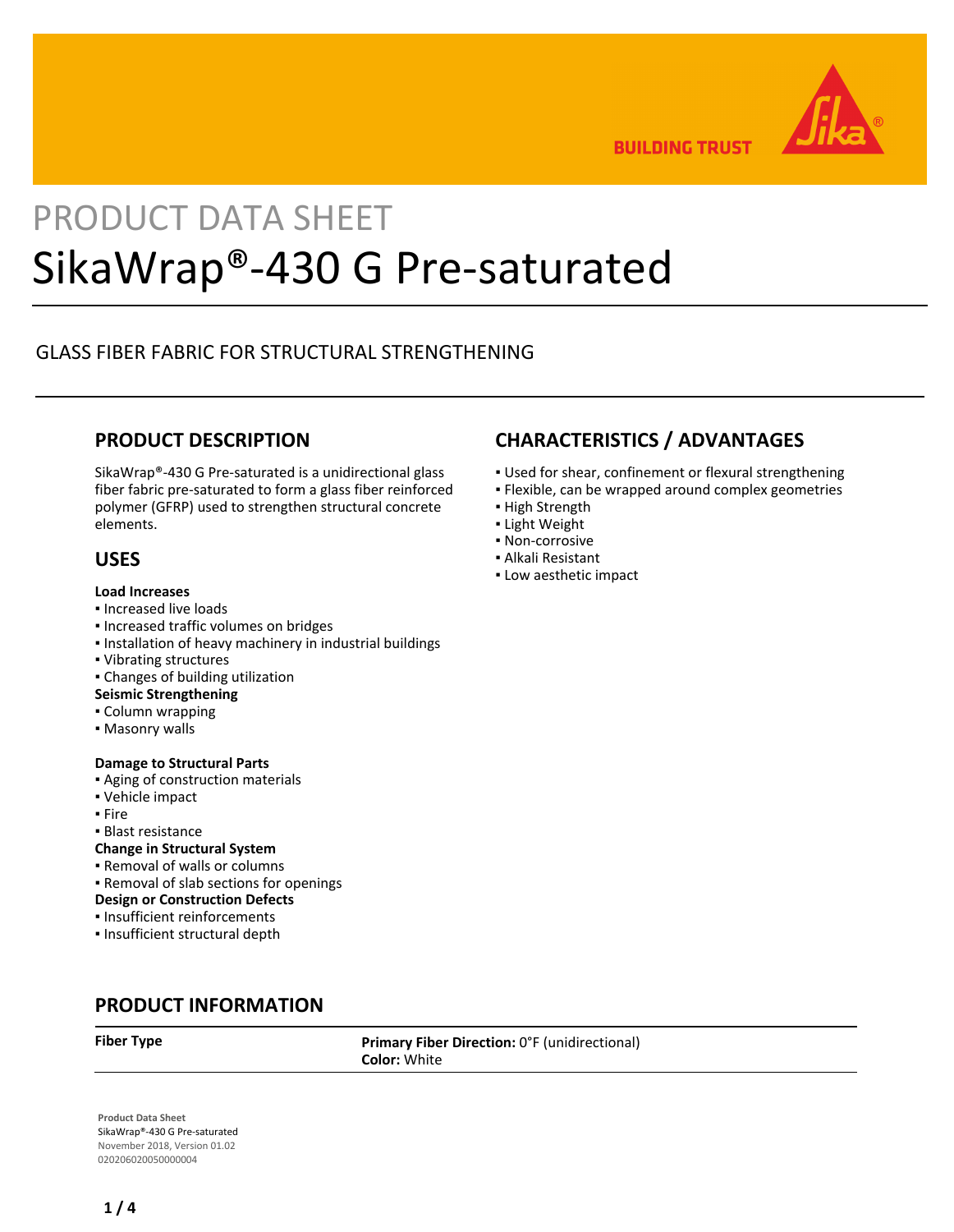BUILDING TRUST

PRODUCT DATA SHEET

# SikaWrap®-430 G Pre-saturated

GLASS FIBER FABRIC FOR STRUCTURAL STRENGTHENING

## PRODUCT DESCRIPTION

SikaWrap®-430 G Pre-saturated is a unidirectional glass fiber fabric pre-saturated to form a glass fiber reinforced polymer (GFRP) used to strengthen structural concrete elements.

## USES

**Load Increases**
- Increased live loads
- Increased traffic volumes on bridges
- Installation of heavy machinery in industrial buildings
- Vibrating structures
- Changes of building utilization

**Seismic Strengthening**
- Column wrapping
- Masonry walls

**Damage to Structural Parts**
- Aging of construction materials
- Vehicle impact
- Fire
- Blast resistance

**Change in Structural System**
- Removal of walls or columns
- Removal of slab sections for openings

**Design or Construction Defects**
- Insufficient reinforcements
- Insufficient structural depth

## CHARACTERISTICS / ADVANTAGES

- Used for shear, confinement or flexural strengthening
- Flexible, can be wrapped around complex geometries
- High Strength
- Light Weight
- Non-corrosive
- Alkali Resistant
- Low aesthetic impact

## PRODUCT INFORMATION

| | |
|---|---|
| **Fiber Type** | **Primary Fiber Direction:** 0°F (unidirectional)<br>**Color:** White |

**Product Data Sheet**
SikaWrap®-430 G Pre-saturated
November 2018, Version 01.02
020206020050000004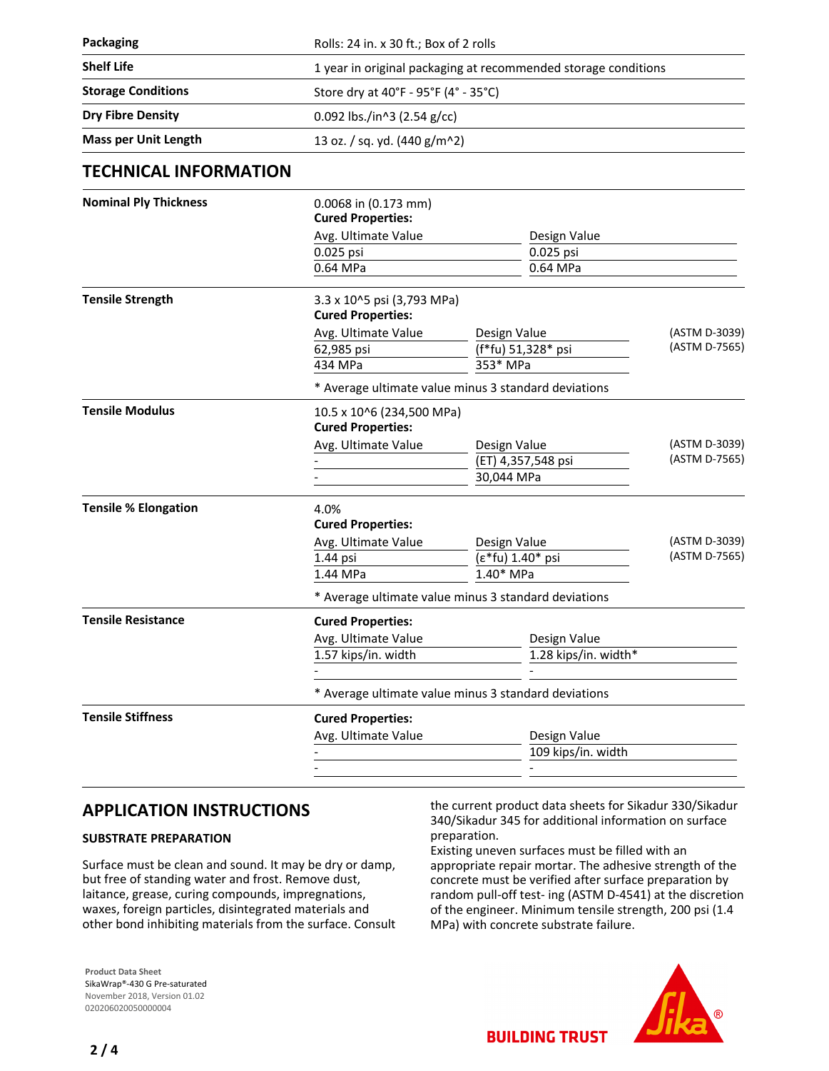| | |
|---|---|
| **Packaging** | Rolls: 24 in. x 30 ft.; Box of 2 rolls |
| **Shelf Life** | 1 year in original packaging at recommended storage conditions |
| **Storage Conditions** | Store dry at 40°F - 95°F (4° - 35°C) |
| **Dry Fibre Density** | 0.092 lbs./in^3 (2.54 g/cc) |
| **Mass per Unit Length** | 13 oz. / sq. yd. (440 g/m^2) |

## TECHNICAL INFORMATION

**Nominal Ply Thickness**

0.0068 in (0.173 mm)

**Cured Properties:**

| Avg. Ultimate Value | Design Value |
|---|---|
| 0.025 psi | 0.025 psi |
| 0.64 MPa | 0.64 MPa |

**Tensile Strength**

3.3 x 10^5 psi (3,793 MPa)

**Cured Properties:**

| Avg. Ultimate Value | Design Value | |
|---|---|---|
| 62,985 psi | (f*fu) 51,328* psi | (ASTM D-3039) |
| 434 MPa | 353* MPa | (ASTM D-7565) |

* Average ultimate value minus 3 standard deviations

**Tensile Modulus**

10.5 x 10^6 (234,500 MPa)

**Cured Properties:**

| Avg. Ultimate Value | Design Value | |
|---|---|---|
| - | (ET) 4,357,548 psi | (ASTM D-3039) |
| - | 30,044 MPa | (ASTM D-7565) |

**Tensile % Elongation**

4.0%

**Cured Properties:**

| Avg. Ultimate Value | Design Value | |
|---|---|---|
| 1.44 psi | (ε*fu) 1.40* psi | (ASTM D-3039) |
| 1.44 MPa | 1.40* MPa | (ASTM D-7565) |

* Average ultimate value minus 3 standard deviations

**Tensile Resistance**

**Cured Properties:**

| Avg. Ultimate Value | Design Value |
|---|---|
| 1.57 kips/in. width | 1.28 kips/in. width* |
| - | - |

* Average ultimate value minus 3 standard deviations

**Tensile Stiffness**

**Cured Properties:**

| Avg. Ultimate Value | Design Value |
|---|---|
| - | 109 kips/in. width |
| - | - |

## APPLICATION INSTRUCTIONS

### SUBSTRATE PREPARATION

Surface must be clean and sound. It may be dry or damp, but free of standing water and frost. Remove dust, laitance, grease, curing compounds, impregnations, waxes, foreign particles, disintegrated materials and other bond inhibiting materials from the surface. Consult the current product data sheets for Sikadur 330/Sikadur 340/Sikadur 345 for additional information on surface preparation.

Existing uneven surfaces must be filled with an appropriate repair mortar. The adhesive strength of the concrete must be verified after surface preparation by random pull-off test- ing (ASTM D-4541) at the discretion of the engineer. Minimum tensile strength, 200 psi (1.4 MPa) with concrete substrate failure.

**Product Data Sheet**
SikaWrap®-430 G Pre-saturated
November 2018, Version 01.02
020206020050000004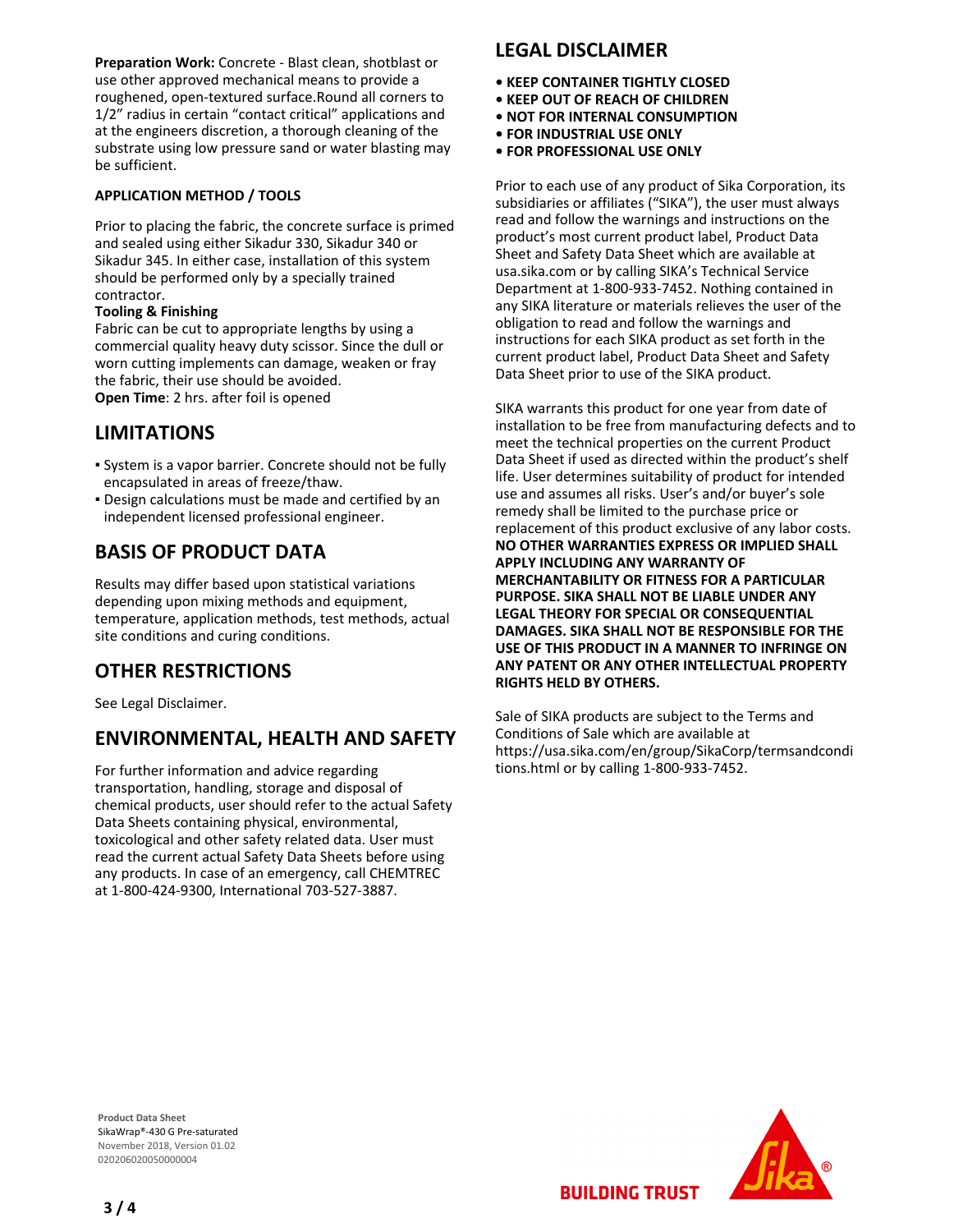**Preparation Work:** Concrete - Blast clean, shotblast or use other approved mechanical means to provide a roughened, open-textured surface.Round all corners to 1/2" radius in certain "contact critical" applications and at the engineers discretion, a thorough cleaning of the substrate using low pressure sand or water blasting may be sufficient.

**APPLICATION METHOD / TOOLS**

Prior to placing the fabric, the concrete surface is primed and sealed using either Sikadur 330, Sikadur 340 or Sikadur 345. In either case, installation of this system should be performed only by a specially trained contractor.

**Tooling & Finishing**

Fabric can be cut to appropriate lengths by using a commercial quality heavy duty scissor. Since the dull or worn cutting implements can damage, weaken or fray the fabric, their use should be avoided.

**Open Time**: 2 hrs. after foil is opened

## LIMITATIONS

- System is a vapor barrier. Concrete should not be fully encapsulated in areas of freeze/thaw.
- Design calculations must be made and certified by an independent licensed professional engineer.

## BASIS OF PRODUCT DATA

Results may differ based upon statistical variations depending upon mixing methods and equipment, temperature, application methods, test methods, actual site conditions and curing conditions.

## OTHER RESTRICTIONS

See Legal Disclaimer.

## ENVIRONMENTAL, HEALTH AND SAFETY

For further information and advice regarding transportation, handling, storage and disposal of chemical products, user should refer to the actual Safety Data Sheets containing physical, environmental, toxicological and other safety related data. User must read the current actual Safety Data Sheets before using any products. In case of an emergency, call CHEMTREC at 1-800-424-9300, International 703-527-3887.

## LEGAL DISCLAIMER

- **KEEP CONTAINER TIGHTLY CLOSED**
- **KEEP OUT OF REACH OF CHILDREN**
- **NOT FOR INTERNAL CONSUMPTION**
- **FOR INDUSTRIAL USE ONLY**
- **FOR PROFESSIONAL USE ONLY**

Prior to each use of any product of Sika Corporation, its subsidiaries or affiliates ("SIKA"), the user must always read and follow the warnings and instructions on the product's most current product label, Product Data Sheet and Safety Data Sheet which are available at usa.sika.com or by calling SIKA's Technical Service Department at 1-800-933-7452. Nothing contained in any SIKA literature or materials relieves the user of the obligation to read and follow the warnings and instructions for each SIKA product as set forth in the current product label, Product Data Sheet and Safety Data Sheet prior to use of the SIKA product.

SIKA warrants this product for one year from date of installation to be free from manufacturing defects and to meet the technical properties on the current Product Data Sheet if used as directed within the product's shelf life. User determines suitability of product for intended use and assumes all risks. User's and/or buyer's sole remedy shall be limited to the purchase price or replacement of this product exclusive of any labor costs. **NO OTHER WARRANTIES EXPRESS OR IMPLIED SHALL APPLY INCLUDING ANY WARRANTY OF MERCHANTABILITY OR FITNESS FOR A PARTICULAR PURPOSE. SIKA SHALL NOT BE LIABLE UNDER ANY LEGAL THEORY FOR SPECIAL OR CONSEQUENTIAL DAMAGES. SIKA SHALL NOT BE RESPONSIBLE FOR THE USE OF THIS PRODUCT IN A MANNER TO INFRINGE ON ANY PATENT OR ANY OTHER INTELLECTUAL PROPERTY RIGHTS HELD BY OTHERS.**

Sale of SIKA products are subject to the Terms and Conditions of Sale which are available at https://usa.sika.com/en/group/SikaCorp/termsandconditions.html or by calling 1-800-933-7452.

**Product Data Sheet**
SikaWrap®-430 G Pre-saturated
November 2018, Version 01.02
020206020050000004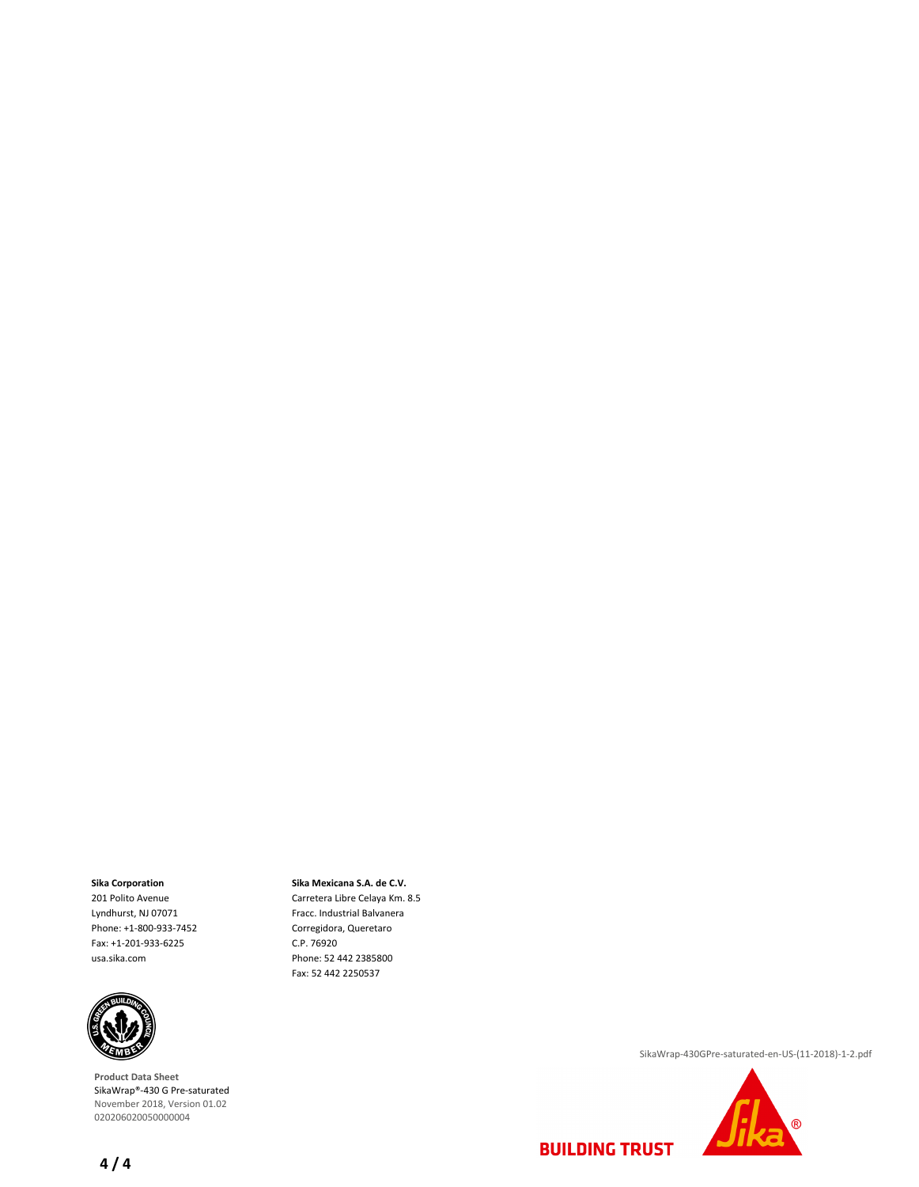**Sika Corporation**
201 Polito Avenue
Lyndhurst, NJ 07071
Phone: +1-800-933-7452
Fax: +1-201-933-6225
usa.sika.com

**Sika Mexicana S.A. de C.V.**
Carretera Libre Celaya Km. 8.5
Fracc. Industrial Balvanera
Corregidora, Queretaro
C.P. 76920
Phone: 52 442 2385800
Fax: 52 442 2250537

**Product Data Sheet**
SikaWrap®-430 G Pre-saturated
November 2018, Version 01.02
020206020050000004

SikaWrap-430GPre-saturated-en-US-(11-2018)-1-2.pdf

BUILDING TRUST